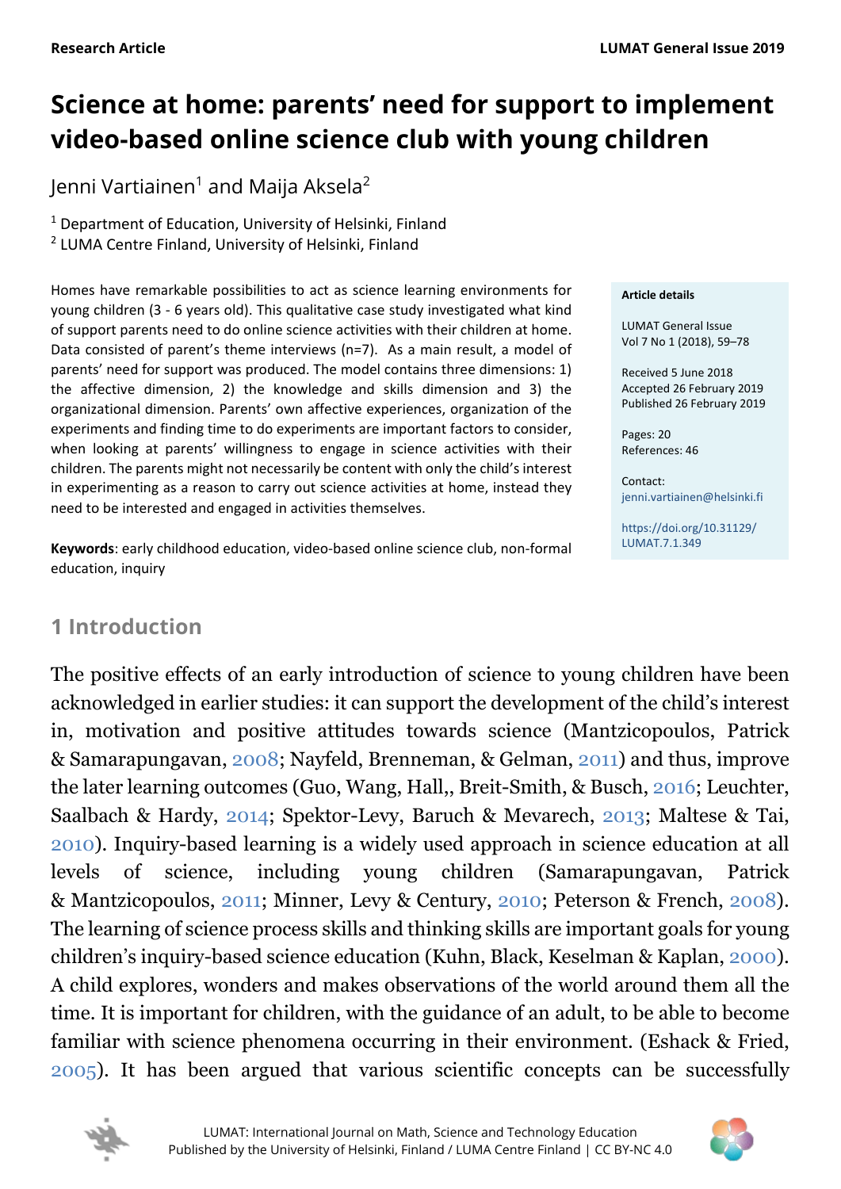# Science at home: parents' need for support to implement video-based online science club with young children

Jenni Vartiainen[1] and Maija Aksela[2]

[1] Department of Education, University of Helsinki, Finland
[2] LUMA Centre Finland, University of Helsinki, Finland

Homes have remarkable possibilities to act as science learning environments for young children (3 - 6 years old). This qualitative case study investigated what kind of support parents need to do online science activities with their children at home. Data consisted of parent's theme interviews (n=7). As a main result, a model of parents' need for support was produced. The model contains three dimensions: 1) the affective dimension, 2) the knowledge and skills dimension and 3) the organizational dimension. Parents' own affective experiences, organization of the experiments and finding time to do experiments are important factors to consider, when looking at parents' willingness to engage in science activities with their children. The parents might not necessarily be content with only the child's interest in experimenting as a reason to carry out science activities at home, instead they need to be interested and engaged in activities themselves.

**Keywords**: early childhood education, video-based online science club, non-formal education, inquiry

**Article details**

LUMAT General Issue
Vol 7 No 1 (2018), 59–78

Received 5 June 2018
Accepted 26 February 2019
Published 26 February 2019

Pages: 20
References: 46

Contact:
jenni.vartiainen@helsinki.fi

https://doi.org/10.31129/LUMAT.7.1.349

## 1 Introduction

The positive effects of an early introduction of science to young children have been acknowledged in earlier studies: it can support the development of the child's interest in, motivation and positive attitudes towards science (Mantzicopoulos, Patrick & Samarapungavan, 2008; Nayfeld, Brenneman, & Gelman, 2011) and thus, improve the later learning outcomes (Guo, Wang, Hall,, Breit-Smith, & Busch, 2016; Leuchter, Saalbach & Hardy, 2014; Spektor-Levy, Baruch & Mevarech, 2013; Maltese & Tai, 2010). Inquiry-based learning is a widely used approach in science education at all levels of science, including young children (Samarapungavan, Patrick & Mantzicopoulos, 2011; Minner, Levy & Century, 2010; Peterson & French, 2008). The learning of science process skills and thinking skills are important goals for young children's inquiry-based science education (Kuhn, Black, Keselman & Kaplan, 2000). A child explores, wonders and makes observations of the world around them all the time. It is important for children, with the guidance of an adult, to be able to become familiar with science phenomena occurring in their environment. (Eshack & Fried, 2005). It has been argued that various scientific concepts can be successfully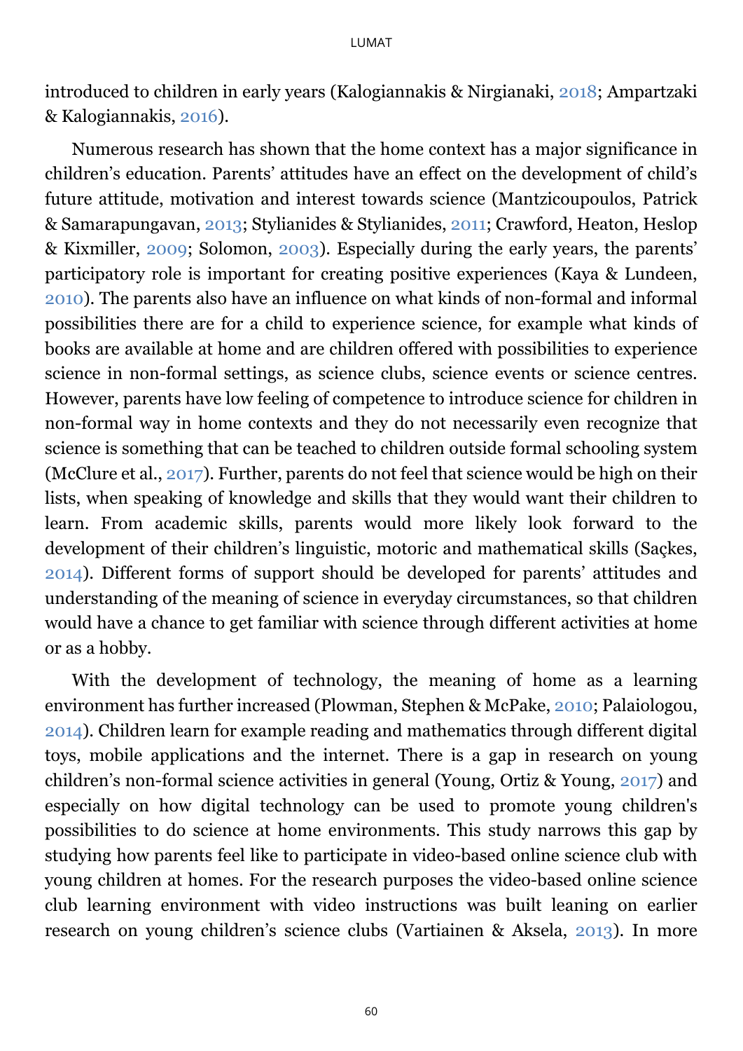introduced to children in early years (Kalogiannakis & Nirgianaki, 2018; Ampartzaki & Kalogiannakis, 2016).

Numerous research has shown that the home context has a major significance in children's education. Parents' attitudes have an effect on the development of child's future attitude, motivation and interest towards science (Mantzicoupoulos, Patrick & Samarapungavan, 2013; Stylianides & Stylianides, 2011; Crawford, Heaton, Heslop & Kixmiller, 2009; Solomon, 2003). Especially during the early years, the parents' participatory role is important for creating positive experiences (Kaya & Lundeen, 2010). The parents also have an influence on what kinds of non-formal and informal possibilities there are for a child to experience science, for example what kinds of books are available at home and are children offered with possibilities to experience science in non-formal settings, as science clubs, science events or science centres. However, parents have low feeling of competence to introduce science for children in non-formal way in home contexts and they do not necessarily even recognize that science is something that can be teached to children outside formal schooling system (McClure et al., 2017). Further, parents do not feel that science would be high on their lists, when speaking of knowledge and skills that they would want their children to learn. From academic skills, parents would more likely look forward to the development of their children's linguistic, motoric and mathematical skills (Saçkes, 2014). Different forms of support should be developed for parents' attitudes and understanding of the meaning of science in everyday circumstances, so that children would have a chance to get familiar with science through different activities at home or as a hobby.

With the development of technology, the meaning of home as a learning environment has further increased (Plowman, Stephen & McPake, 2010; Palaiologou, 2014). Children learn for example reading and mathematics through different digital toys, mobile applications and the internet. There is a gap in research on young children's non-formal science activities in general (Young, Ortiz & Young, 2017) and especially on how digital technology can be used to promote young children's possibilities to do science at home environments. This study narrows this gap by studying how parents feel like to participate in video-based online science club with young children at homes. For the research purposes the video-based online science club learning environment with video instructions was built leaning on earlier research on young children's science clubs (Vartiainen & Aksela, 2013). In more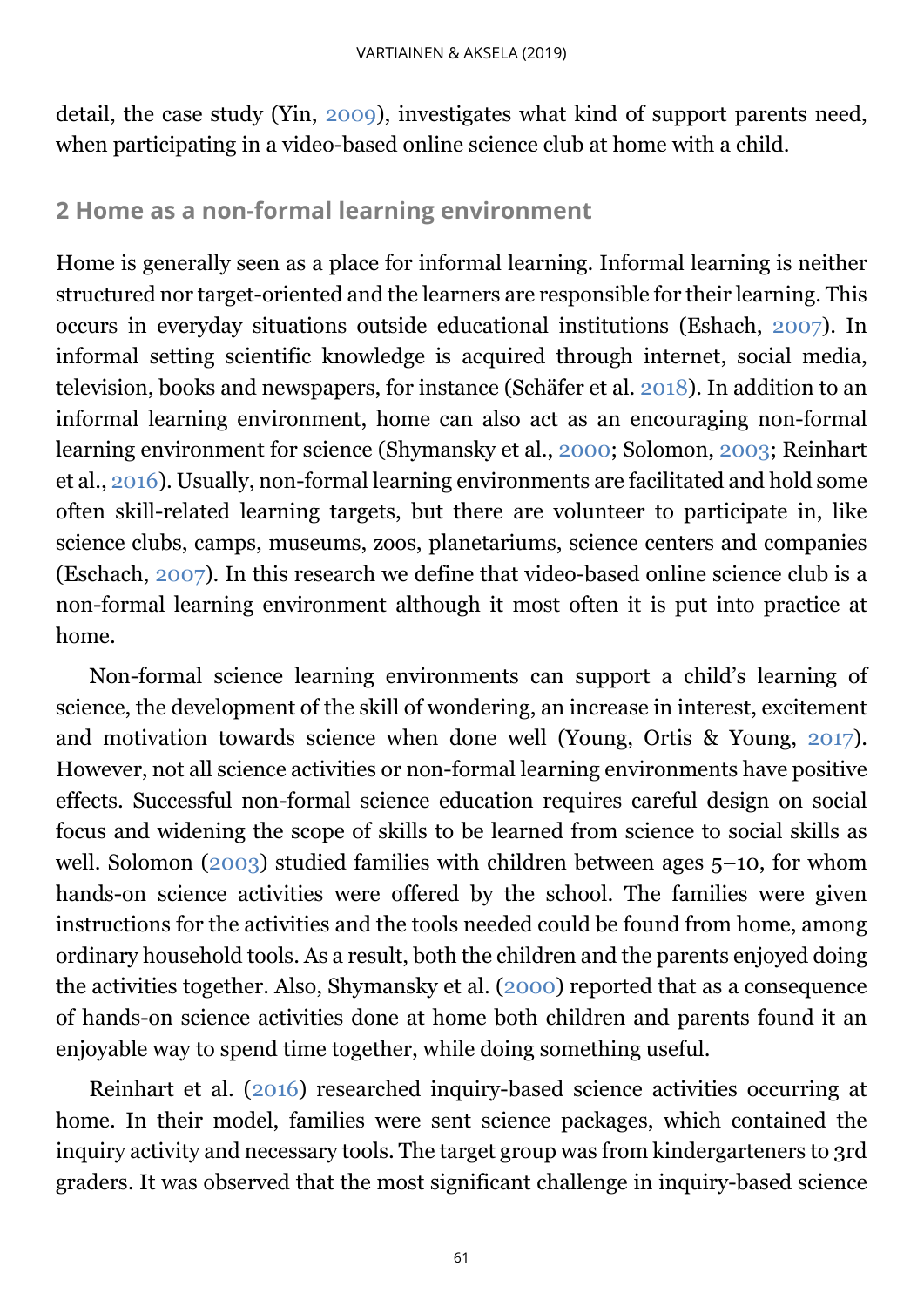detail, the case study (Yin, 2009), investigates what kind of support parents need, when participating in a video-based online science club at home with a child.

## 2 Home as a non-formal learning environment

Home is generally seen as a place for informal learning. Informal learning is neither structured nor target-oriented and the learners are responsible for their learning. This occurs in everyday situations outside educational institutions (Eshach, 2007). In informal setting scientific knowledge is acquired through internet, social media, television, books and newspapers, for instance (Schäfer et al. 2018). In addition to an informal learning environment, home can also act as an encouraging non-formal learning environment for science (Shymansky et al., 2000; Solomon, 2003; Reinhart et al., 2016). Usually, non-formal learning environments are facilitated and hold some often skill-related learning targets, but there are volunteer to participate in, like science clubs, camps, museums, zoos, planetariums, science centers and companies (Eschach, 2007). In this research we define that video-based online science club is a non-formal learning environment although it most often it is put into practice at home.

Non-formal science learning environments can support a child's learning of science, the development of the skill of wondering, an increase in interest, excitement and motivation towards science when done well (Young, Ortis & Young, 2017). However, not all science activities or non-formal learning environments have positive effects. Successful non-formal science education requires careful design on social focus and widening the scope of skills to be learned from science to social skills as well. Solomon (2003) studied families with children between ages 5–10, for whom hands-on science activities were offered by the school. The families were given instructions for the activities and the tools needed could be found from home, among ordinary household tools. As a result, both the children and the parents enjoyed doing the activities together. Also, Shymansky et al. (2000) reported that as a consequence of hands-on science activities done at home both children and parents found it an enjoyable way to spend time together, while doing something useful.

Reinhart et al. (2016) researched inquiry-based science activities occurring at home. In their model, families were sent science packages, which contained the inquiry activity and necessary tools. The target group was from kindergarteners to 3rd graders. It was observed that the most significant challenge in inquiry-based science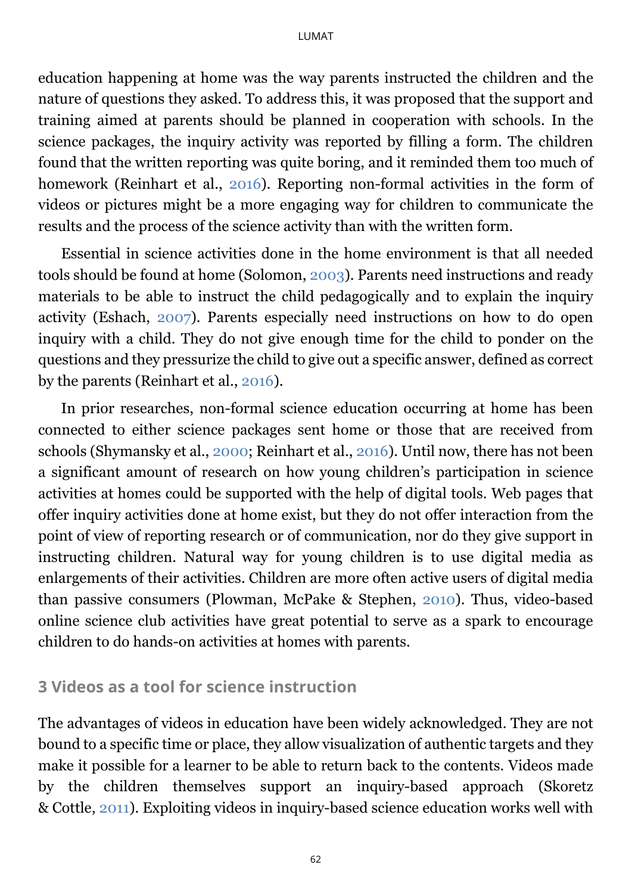education happening at home was the way parents instructed the children and the nature of questions they asked. To address this, it was proposed that the support and training aimed at parents should be planned in cooperation with schools. In the science packages, the inquiry activity was reported by filling a form. The children found that the written reporting was quite boring, and it reminded them too much of homework (Reinhart et al., 2016). Reporting non-formal activities in the form of videos or pictures might be a more engaging way for children to communicate the results and the process of the science activity than with the written form.

Essential in science activities done in the home environment is that all needed tools should be found at home (Solomon, 2003). Parents need instructions and ready materials to be able to instruct the child pedagogically and to explain the inquiry activity (Eshach, 2007). Parents especially need instructions on how to do open inquiry with a child. They do not give enough time for the child to ponder on the questions and they pressurize the child to give out a specific answer, defined as correct by the parents (Reinhart et al., 2016).

In prior researches, non-formal science education occurring at home has been connected to either science packages sent home or those that are received from schools (Shymansky et al., 2000; Reinhart et al., 2016). Until now, there has not been a significant amount of research on how young children's participation in science activities at homes could be supported with the help of digital tools. Web pages that offer inquiry activities done at home exist, but they do not offer interaction from the point of view of reporting research or of communication, nor do they give support in instructing children. Natural way for young children is to use digital media as enlargements of their activities. Children are more often active users of digital media than passive consumers (Plowman, McPake & Stephen, 2010). Thus, video-based online science club activities have great potential to serve as a spark to encourage children to do hands-on activities at homes with parents.

## 3 Videos as a tool for science instruction

The advantages of videos in education have been widely acknowledged. They are not bound to a specific time or place, they allow visualization of authentic targets and they make it possible for a learner to be able to return back to the contents. Videos made by the children themselves support an inquiry-based approach (Skoretz & Cottle, 2011). Exploiting videos in inquiry-based science education works well with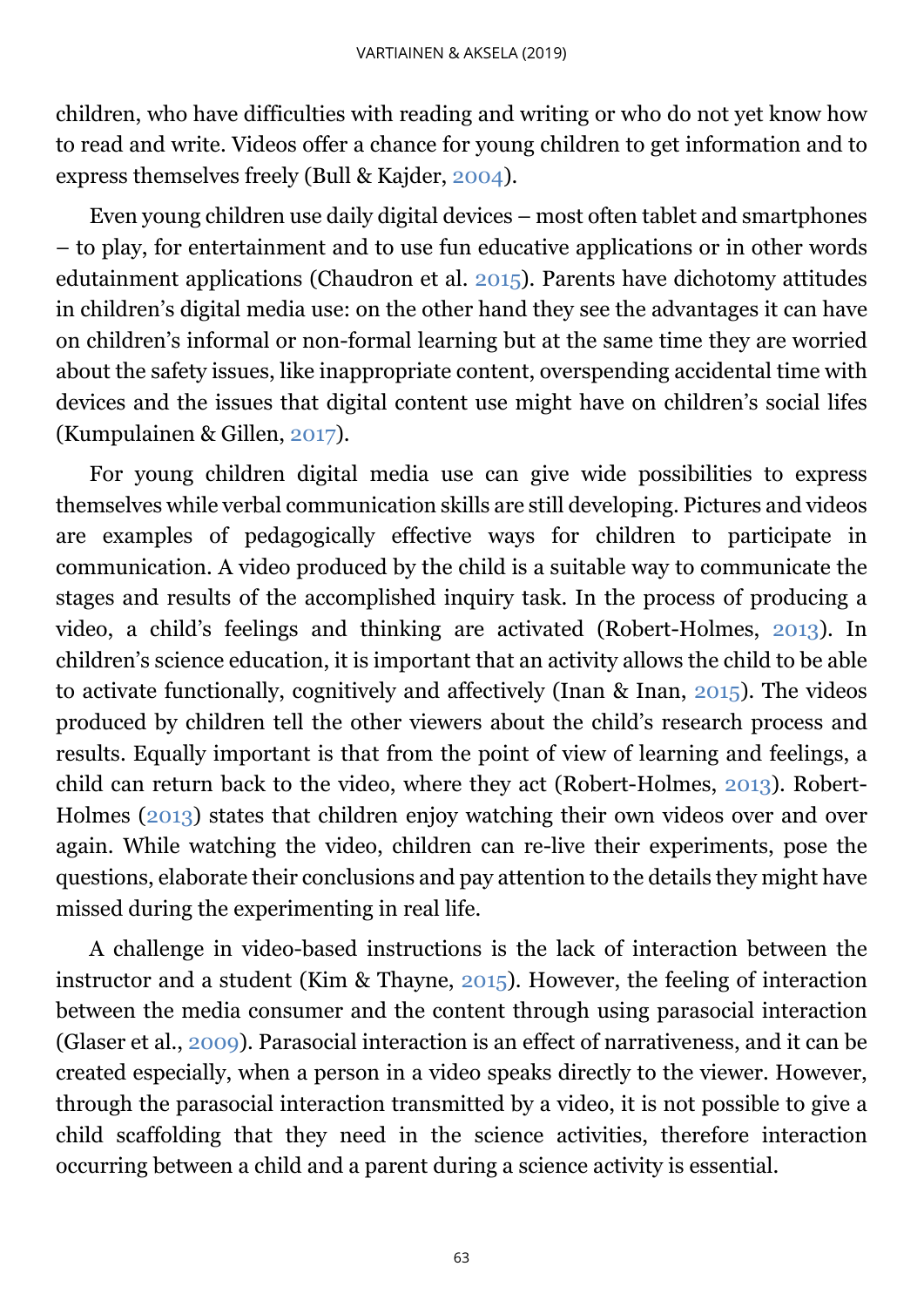children, who have difficulties with reading and writing or who do not yet know how to read and write. Videos offer a chance for young children to get information and to express themselves freely (Bull & Kajder, 2004).

Even young children use daily digital devices – most often tablet and smartphones – to play, for entertainment and to use fun educative applications or in other words edutainment applications (Chaudron et al. 2015). Parents have dichotomy attitudes in children's digital media use: on the other hand they see the advantages it can have on children's informal or non-formal learning but at the same time they are worried about the safety issues, like inappropriate content, overspending accidental time with devices and the issues that digital content use might have on children's social lifes (Kumpulainen & Gillen, 2017).

For young children digital media use can give wide possibilities to express themselves while verbal communication skills are still developing. Pictures and videos are examples of pedagogically effective ways for children to participate in communication. A video produced by the child is a suitable way to communicate the stages and results of the accomplished inquiry task. In the process of producing a video, a child's feelings and thinking are activated (Robert-Holmes, 2013). In children's science education, it is important that an activity allows the child to be able to activate functionally, cognitively and affectively (Inan & Inan, 2015). The videos produced by children tell the other viewers about the child's research process and results. Equally important is that from the point of view of learning and feelings, a child can return back to the video, where they act (Robert-Holmes, 2013). Robert-Holmes (2013) states that children enjoy watching their own videos over and over again. While watching the video, children can re-live their experiments, pose the questions, elaborate their conclusions and pay attention to the details they might have missed during the experimenting in real life.

A challenge in video-based instructions is the lack of interaction between the instructor and a student (Kim & Thayne, 2015). However, the feeling of interaction between the media consumer and the content through using parasocial interaction (Glaser et al., 2009). Parasocial interaction is an effect of narrativeness, and it can be created especially, when a person in a video speaks directly to the viewer. However, through the parasocial interaction transmitted by a video, it is not possible to give a child scaffolding that they need in the science activities, therefore interaction occurring between a child and a parent during a science activity is essential.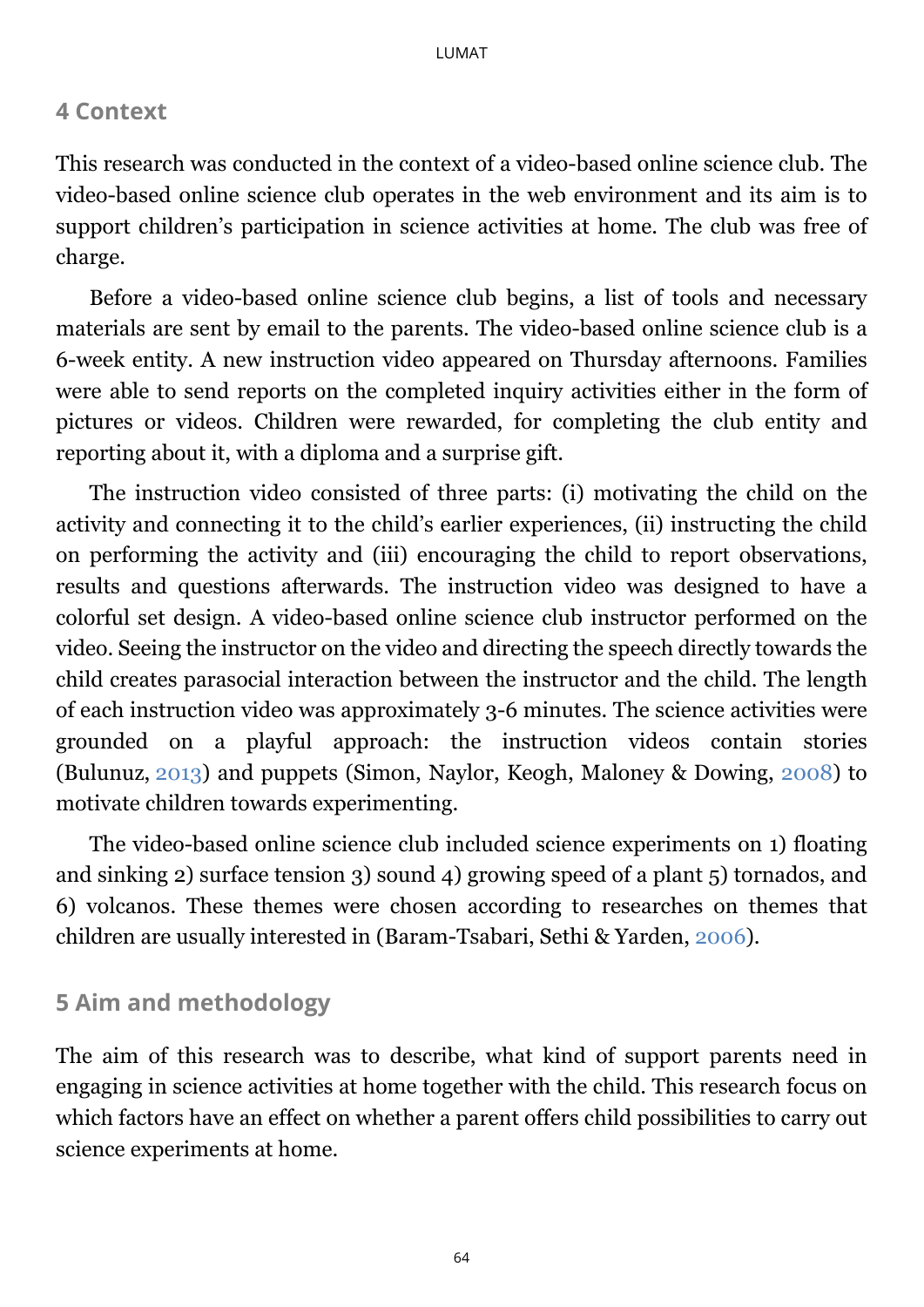## 4 Context

This research was conducted in the context of a video-based online science club. The video-based online science club operates in the web environment and its aim is to support children's participation in science activities at home. The club was free of charge.

Before a video-based online science club begins, a list of tools and necessary materials are sent by email to the parents. The video-based online science club is a 6-week entity. A new instruction video appeared on Thursday afternoons. Families were able to send reports on the completed inquiry activities either in the form of pictures or videos. Children were rewarded, for completing the club entity and reporting about it, with a diploma and a surprise gift.

The instruction video consisted of three parts: (i) motivating the child on the activity and connecting it to the child's earlier experiences, (ii) instructing the child on performing the activity and (iii) encouraging the child to report observations, results and questions afterwards. The instruction video was designed to have a colorful set design. A video-based online science club instructor performed on the video. Seeing the instructor on the video and directing the speech directly towards the child creates parasocial interaction between the instructor and the child. The length of each instruction video was approximately 3-6 minutes. The science activities were grounded on a playful approach: the instruction videos contain stories (Bulunuz, 2013) and puppets (Simon, Naylor, Keogh, Maloney & Dowing, 2008) to motivate children towards experimenting.

The video-based online science club included science experiments on 1) floating and sinking 2) surface tension 3) sound 4) growing speed of a plant 5) tornados, and 6) volcanos. These themes were chosen according to researches on themes that children are usually interested in (Baram-Tsabari, Sethi & Yarden, 2006).

## 5 Aim and methodology

The aim of this research was to describe, what kind of support parents need in engaging in science activities at home together with the child. This research focus on which factors have an effect on whether a parent offers child possibilities to carry out science experiments at home.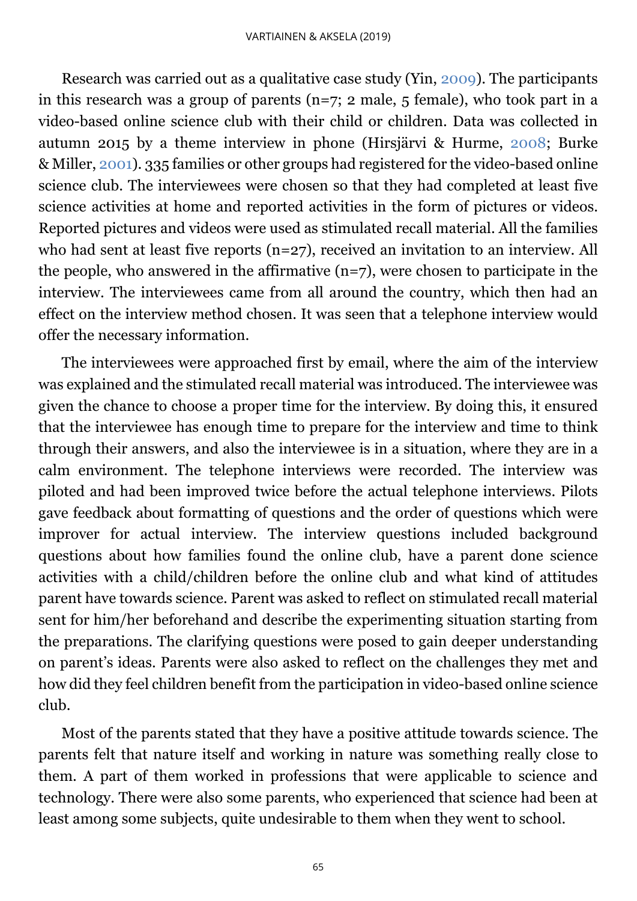Research was carried out as a qualitative case study (Yin, 2009). The participants in this research was a group of parents (n=7; 2 male, 5 female), who took part in a video-based online science club with their child or children. Data was collected in autumn 2015 by a theme interview in phone (Hirsjärvi & Hurme, 2008; Burke & Miller, 2001). 335 families or other groups had registered for the video-based online science club. The interviewees were chosen so that they had completed at least five science activities at home and reported activities in the form of pictures or videos. Reported pictures and videos were used as stimulated recall material. All the families who had sent at least five reports (n=27), received an invitation to an interview. All the people, who answered in the affirmative (n=7), were chosen to participate in the interview. The interviewees came from all around the country, which then had an effect on the interview method chosen. It was seen that a telephone interview would offer the necessary information.

The interviewees were approached first by email, where the aim of the interview was explained and the stimulated recall material was introduced. The interviewee was given the chance to choose a proper time for the interview. By doing this, it ensured that the interviewee has enough time to prepare for the interview and time to think through their answers, and also the interviewee is in a situation, where they are in a calm environment. The telephone interviews were recorded. The interview was piloted and had been improved twice before the actual telephone interviews. Pilots gave feedback about formatting of questions and the order of questions which were improver for actual interview. The interview questions included background questions about how families found the online club, have a parent done science activities with a child/children before the online club and what kind of attitudes parent have towards science. Parent was asked to reflect on stimulated recall material sent for him/her beforehand and describe the experimenting situation starting from the preparations. The clarifying questions were posed to gain deeper understanding on parent's ideas. Parents were also asked to reflect on the challenges they met and how did they feel children benefit from the participation in video-based online science club.

Most of the parents stated that they have a positive attitude towards science. The parents felt that nature itself and working in nature was something really close to them. A part of them worked in professions that were applicable to science and technology. There were also some parents, who experienced that science had been at least among some subjects, quite undesirable to them when they went to school.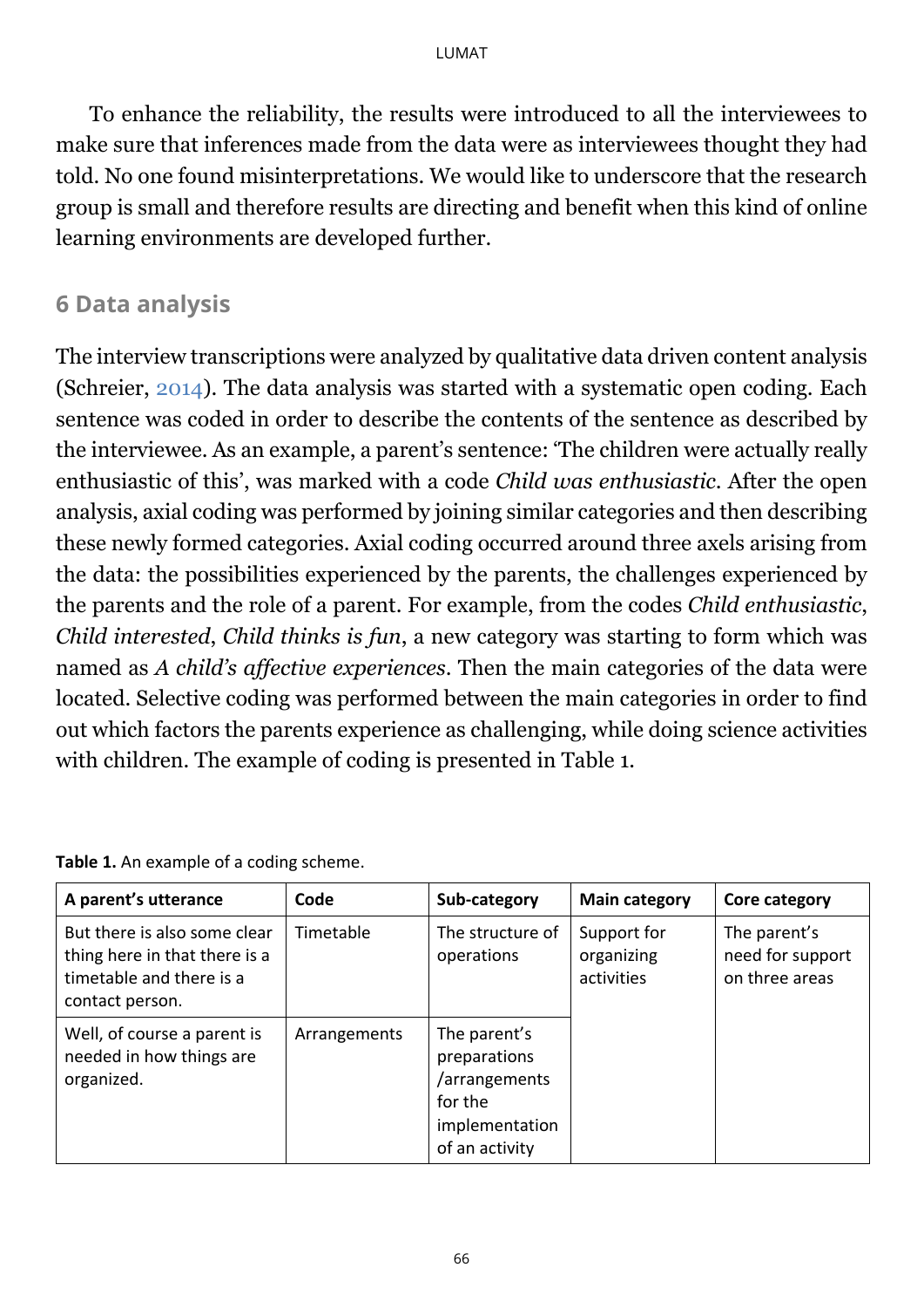To enhance the reliability, the results were introduced to all the interviewees to make sure that inferences made from the data were as interviewees thought they had told. No one found misinterpretations. We would like to underscore that the research group is small and therefore results are directing and benefit when this kind of online learning environments are developed further.

## 6 Data analysis

The interview transcriptions were analyzed by qualitative data driven content analysis (Schreier, 2014). The data analysis was started with a systematic open coding. Each sentence was coded in order to describe the contents of the sentence as described by the interviewee. As an example, a parent's sentence: 'The children were actually really enthusiastic of this', was marked with a code *Child was enthusiastic*. After the open analysis, axial coding was performed by joining similar categories and then describing these newly formed categories. Axial coding occurred around three axels arising from the data: the possibilities experienced by the parents, the challenges experienced by the parents and the role of a parent. For example, from the codes *Child enthusiastic*, *Child interested*, *Child thinks is fun*, a new category was starting to form which was named as *A child's affective experiences*. Then the main categories of the data were located. Selective coding was performed between the main categories in order to find out which factors the parents experience as challenging, while doing science activities with children. The example of coding is presented in Table 1.

**Table 1.** An example of a coding scheme.

| A parent's utterance | Code | Sub-category | Main category | Core category |
|---|---|---|---|---|
| But there is also some clear thing here in that there is a timetable and there is a contact person. | Timetable | The structure of operations | Support for organizing activities | The parent's need for support on three areas |
| Well, of course a parent is needed in how things are organized. | Arrangements | The parent's preparations /arrangements for the implementation of an activity | | |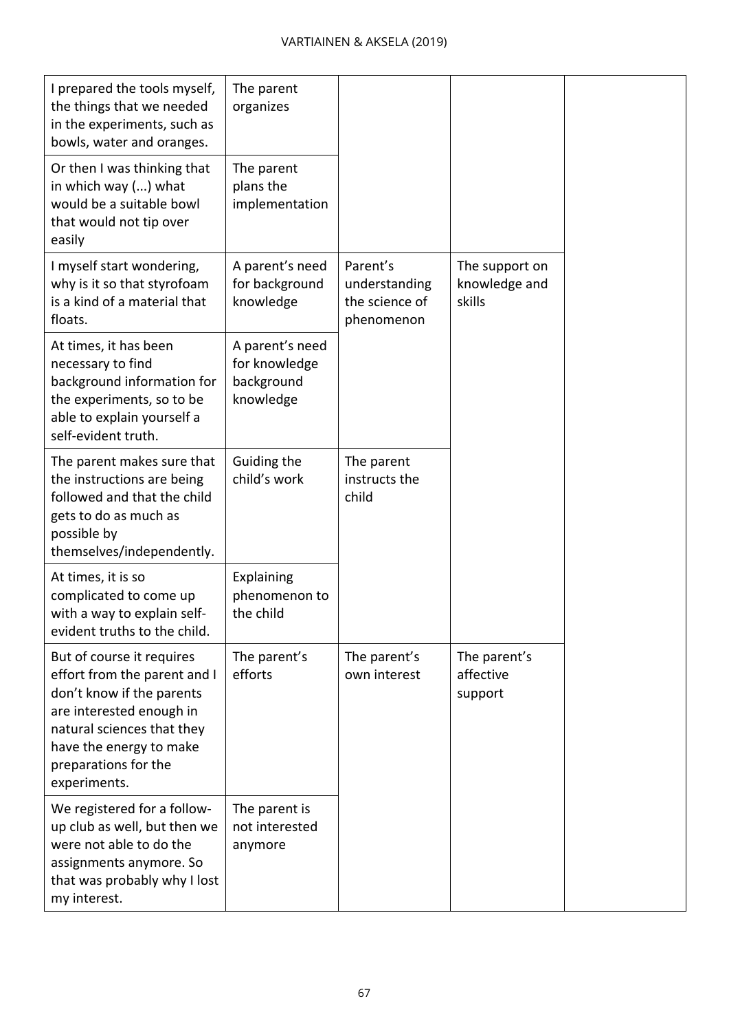| | | | | |
|---|---|---|---|---|
| I prepared the tools myself, the things that we needed in the experiments, such as bowls, water and oranges. | The parent organizes | | | |
| Or then I was thinking that in which way (...) what would be a suitable bowl that would not tip over easily | The parent plans the implementation | | | |
| I myself start wondering, why is it so that styrofoam is a kind of a material that floats. | A parent's need for background knowledge | Parent's understanding the science of phenomenon | The support on knowledge and skills | |
| At times, it has been necessary to find background information for the experiments, so to be able to explain yourself a self-evident truth. | A parent's need for knowledge background knowledge | | | |
| The parent makes sure that the instructions are being followed and that the child gets to do as much as possible by themselves/independently. | Guiding the child's work | The parent instructs the child | | |
| At times, it is so complicated to come up with a way to explain self-evident truths to the child. | Explaining phenomenon to the child | | | |
| But of course it requires effort from the parent and I don't know if the parents are interested enough in natural sciences that they have the energy to make preparations for the experiments. | The parent's efforts | The parent's own interest | The parent's affective support | |
| We registered for a follow-up club as well, but then we were not able to do the assignments anymore. So that was probably why I lost my interest. | The parent is not interested anymore | | | |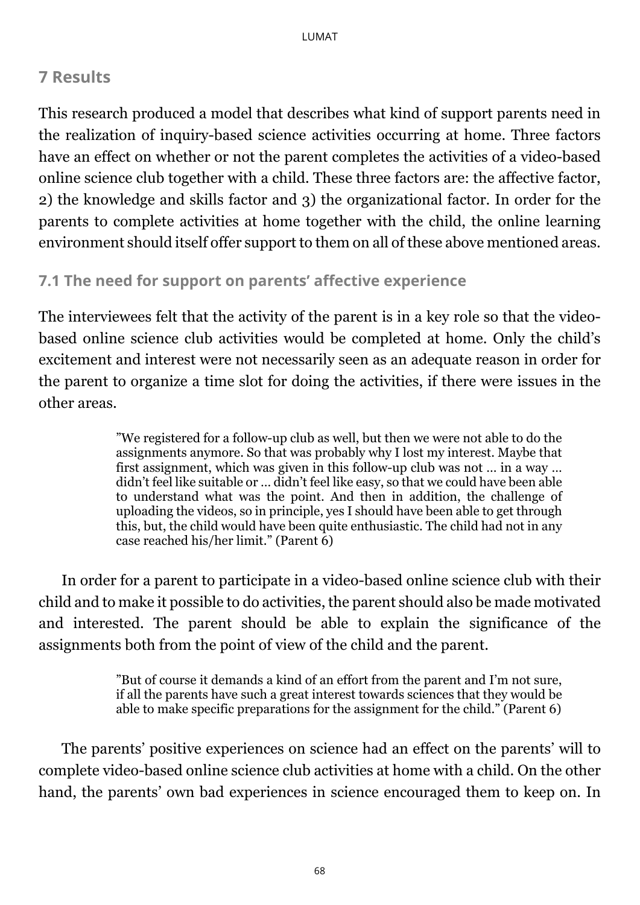## 7 Results

This research produced a model that describes what kind of support parents need in the realization of inquiry-based science activities occurring at home. Three factors have an effect on whether or not the parent completes the activities of a video-based online science club together with a child. These three factors are: the affective factor, 2) the knowledge and skills factor and 3) the organizational factor. In order for the parents to complete activities at home together with the child, the online learning environment should itself offer support to them on all of these above mentioned areas.

### 7.1 The need for support on parents' affective experience

The interviewees felt that the activity of the parent is in a key role so that the video-based online science club activities would be completed at home. Only the child's excitement and interest were not necessarily seen as an adequate reason in order for the parent to organize a time slot for doing the activities, if there were issues in the other areas.

> "We registered for a follow-up club as well, but then we were not able to do the assignments anymore. So that was probably why I lost my interest. Maybe that first assignment, which was given in this follow-up club was not … in a way … didn't feel like suitable or … didn't feel like easy, so that we could have been able to understand what was the point. And then in addition, the challenge of uploading the videos, so in principle, yes I should have been able to get through this, but, the child would have been quite enthusiastic. The child had not in any case reached his/her limit." (Parent 6)

In order for a parent to participate in a video-based online science club with their child and to make it possible to do activities, the parent should also be made motivated and interested. The parent should be able to explain the significance of the assignments both from the point of view of the child and the parent.

> "But of course it demands a kind of an effort from the parent and I'm not sure, if all the parents have such a great interest towards sciences that they would be able to make specific preparations for the assignment for the child." (Parent 6)

The parents' positive experiences on science had an effect on the parents' will to complete video-based online science club activities at home with a child. On the other hand, the parents' own bad experiences in science encouraged them to keep on. In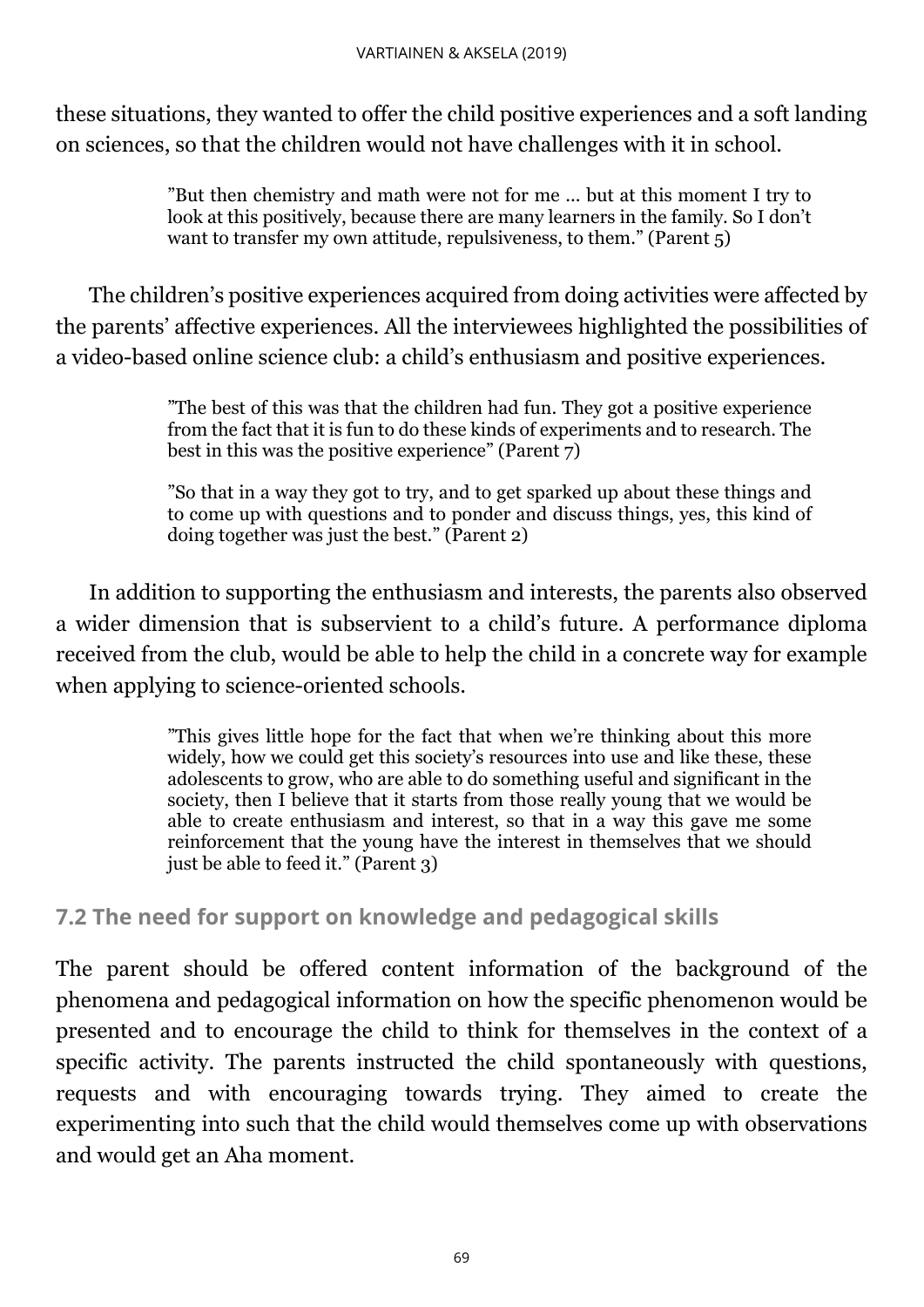these situations, they wanted to offer the child positive experiences and a soft landing on sciences, so that the children would not have challenges with it in school.

> ”But then chemistry and math were not for me … but at this moment I try to look at this positively, because there are many learners in the family. So I don’t want to transfer my own attitude, repulsiveness, to them.” (Parent 5)

The children’s positive experiences acquired from doing activities were affected by the parents’ affective experiences. All the interviewees highlighted the possibilities of a video-based online science club: a child’s enthusiasm and positive experiences.

> ”The best of this was that the children had fun. They got a positive experience from the fact that it is fun to do these kinds of experiments and to research. The best in this was the positive experience” (Parent 7)

> ”So that in a way they got to try, and to get sparked up about these things and to come up with questions and to ponder and discuss things, yes, this kind of doing together was just the best.” (Parent 2)

In addition to supporting the enthusiasm and interests, the parents also observed a wider dimension that is subservient to a child’s future. A performance diploma received from the club, would be able to help the child in a concrete way for example when applying to science-oriented schools.

> ”This gives little hope for the fact that when we’re thinking about this more widely, how we could get this society’s resources into use and like these, these adolescents to grow, who are able to do something useful and significant in the society, then I believe that it starts from those really young that we would be able to create enthusiasm and interest, so that in a way this gave me some reinforcement that the young have the interest in themselves that we should just be able to feed it.” (Parent 3)

### 7.2 The need for support on knowledge and pedagogical skills

The parent should be offered content information of the background of the phenomena and pedagogical information on how the specific phenomenon would be presented and to encourage the child to think for themselves in the context of a specific activity. The parents instructed the child spontaneously with questions, requests and with encouraging towards trying. They aimed to create the experimenting into such that the child would themselves come up with observations and would get an Aha moment.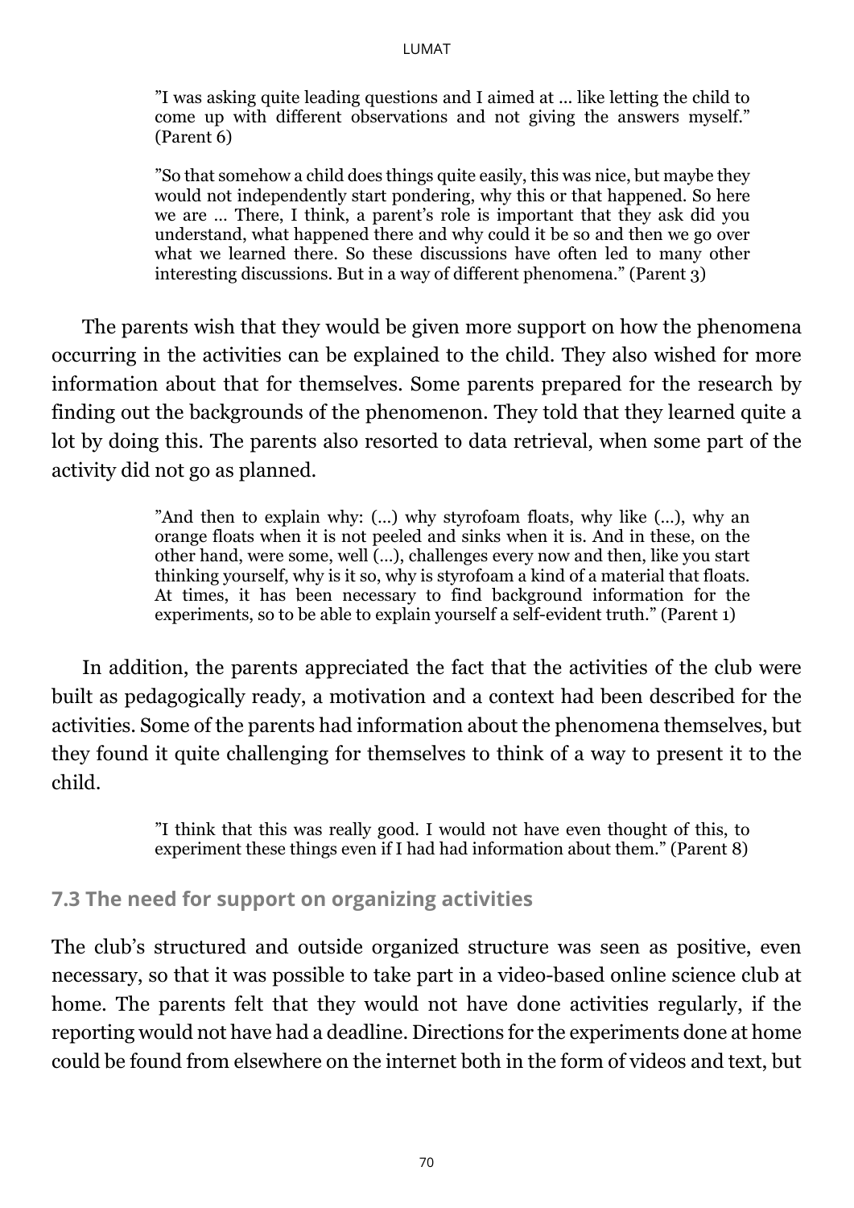> ”I was asking quite leading questions and I aimed at … like letting the child to come up with different observations and not giving the answers myself.” (Parent 6)

> ”So that somehow a child does things quite easily, this was nice, but maybe they would not independently start pondering, why this or that happened. So here we are … There, I think, a parent’s role is important that they ask did you understand, what happened there and why could it be so and then we go over what we learned there. So these discussions have often led to many other interesting discussions. But in a way of different phenomena.” (Parent 3)

The parents wish that they would be given more support on how the phenomena occurring in the activities can be explained to the child. They also wished for more information about that for themselves. Some parents prepared for the research by finding out the backgrounds of the phenomenon. They told that they learned quite a lot by doing this. The parents also resorted to data retrieval, when some part of the activity did not go as planned.

> ”And then to explain why: (…) why styrofoam floats, why like (…), why an orange floats when it is not peeled and sinks when it is. And in these, on the other hand, were some, well (…), challenges every now and then, like you start thinking yourself, why is it so, why is styrofoam a kind of a material that floats. At times, it has been necessary to find background information for the experiments, so to be able to explain yourself a self-evident truth.” (Parent 1)

In addition, the parents appreciated the fact that the activities of the club were built as pedagogically ready, a motivation and a context had been described for the activities. Some of the parents had information about the phenomena themselves, but they found it quite challenging for themselves to think of a way to present it to the child.

> ”I think that this was really good. I would not have even thought of this, to experiment these things even if I had had information about them.” (Parent 8)

### 7.3 The need for support on organizing activities

The club’s structured and outside organized structure was seen as positive, even necessary, so that it was possible to take part in a video-based online science club at home. The parents felt that they would not have done activities regularly, if the reporting would not have had a deadline. Directions for the experiments done at home could be found from elsewhere on the internet both in the form of videos and text, but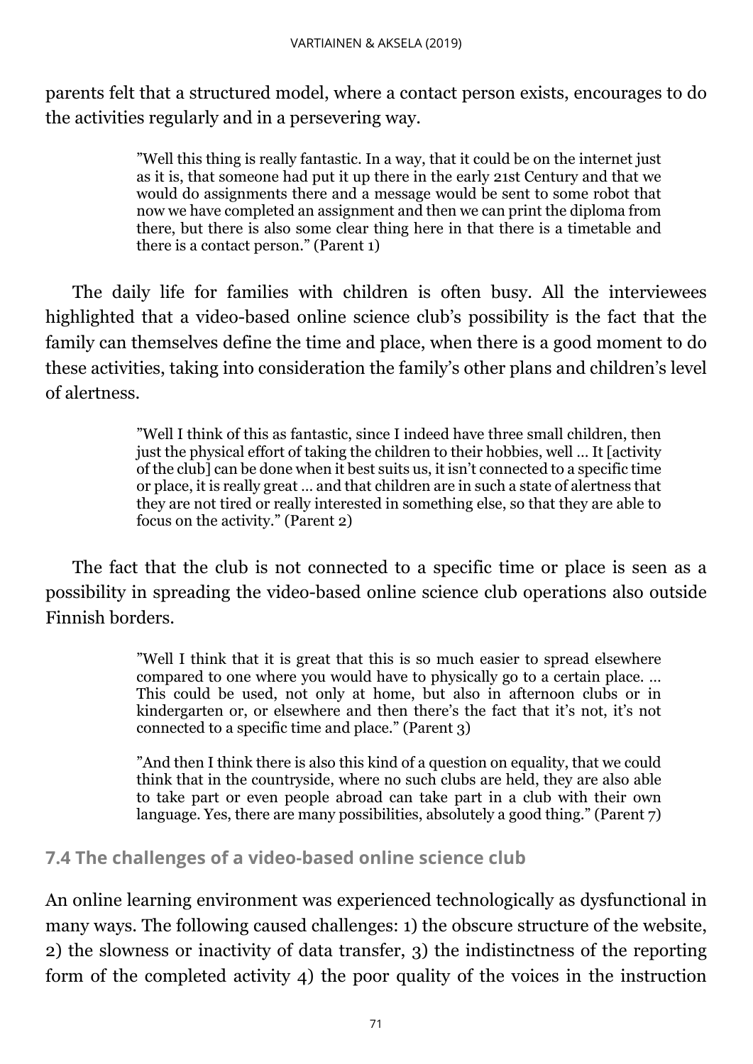parents felt that a structured model, where a contact person exists, encourages to do the activities regularly and in a persevering way.

> ”Well this thing is really fantastic. In a way, that it could be on the internet just as it is, that someone had put it up there in the early 21st Century and that we would do assignments there and a message would be sent to some robot that now we have completed an assignment and then we can print the diploma from there, but there is also some clear thing here in that there is a timetable and there is a contact person.” (Parent 1)

The daily life for families with children is often busy. All the interviewees highlighted that a video-based online science club's possibility is the fact that the family can themselves define the time and place, when there is a good moment to do these activities, taking into consideration the family's other plans and children's level of alertness.

> ”Well I think of this as fantastic, since I indeed have three small children, then just the physical effort of taking the children to their hobbies, well … It [activity of the club] can be done when it best suits us, it isn't connected to a specific time or place, it is really great … and that children are in such a state of alertness that they are not tired or really interested in something else, so that they are able to focus on the activity.” (Parent 2)

The fact that the club is not connected to a specific time or place is seen as a possibility in spreading the video-based online science club operations also outside Finnish borders.

> ”Well I think that it is great that this is so much easier to spread elsewhere compared to one where you would have to physically go to a certain place. … This could be used, not only at home, but also in afternoon clubs or in kindergarten or, or elsewhere and then there's the fact that it's not, it's not connected to a specific time and place.” (Parent 3)

> ”And then I think there is also this kind of a question on equality, that we could think that in the countryside, where no such clubs are held, they are also able to take part or even people abroad can take part in a club with their own language. Yes, there are many possibilities, absolutely a good thing.” (Parent 7)

### 7.4 The challenges of a video-based online science club

An online learning environment was experienced technologically as dysfunctional in many ways. The following caused challenges: 1) the obscure structure of the website, 2) the slowness or inactivity of data transfer, 3) the indistinctness of the reporting form of the completed activity 4) the poor quality of the voices in the instruction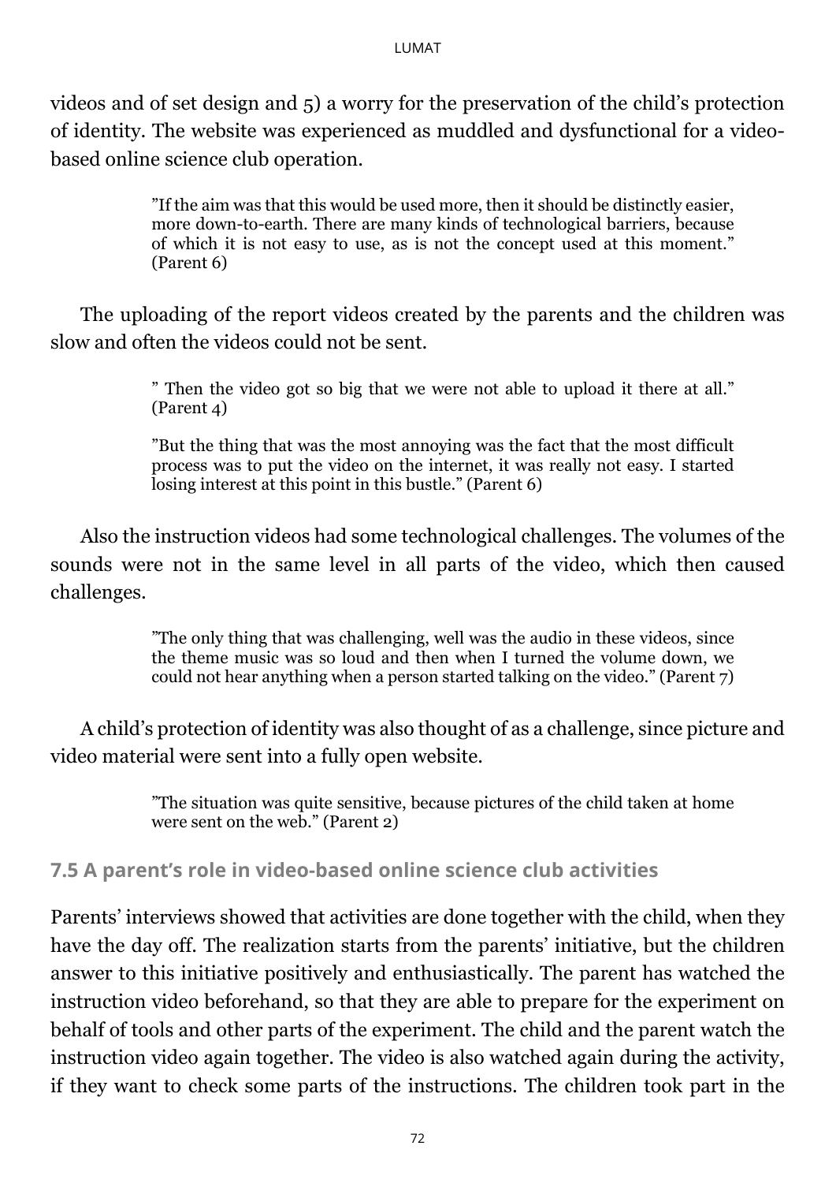videos and of set design and 5) a worry for the preservation of the child's protection of identity. The website was experienced as muddled and dysfunctional for a video-based online science club operation.

> "If the aim was that this would be used more, then it should be distinctly easier, more down-to-earth. There are many kinds of technological barriers, because of which it is not easy to use, as is not the concept used at this moment." (Parent 6)

The uploading of the report videos created by the parents and the children was slow and often the videos could not be sent.

> " Then the video got so big that we were not able to upload it there at all." (Parent 4)

> "But the thing that was the most annoying was the fact that the most difficult process was to put the video on the internet, it was really not easy. I started losing interest at this point in this bustle." (Parent 6)

Also the instruction videos had some technological challenges. The volumes of the sounds were not in the same level in all parts of the video, which then caused challenges.

> "The only thing that was challenging, well was the audio in these videos, since the theme music was so loud and then when I turned the volume down, we could not hear anything when a person started talking on the video." (Parent 7)

A child's protection of identity was also thought of as a challenge, since picture and video material were sent into a fully open website.

> "The situation was quite sensitive, because pictures of the child taken at home were sent on the web." (Parent 2)

### 7.5 A parent's role in video-based online science club activities

Parents' interviews showed that activities are done together with the child, when they have the day off. The realization starts from the parents' initiative, but the children answer to this initiative positively and enthusiastically. The parent has watched the instruction video beforehand, so that they are able to prepare for the experiment on behalf of tools and other parts of the experiment. The child and the parent watch the instruction video again together. The video is also watched again during the activity, if they want to check some parts of the instructions. The children took part in the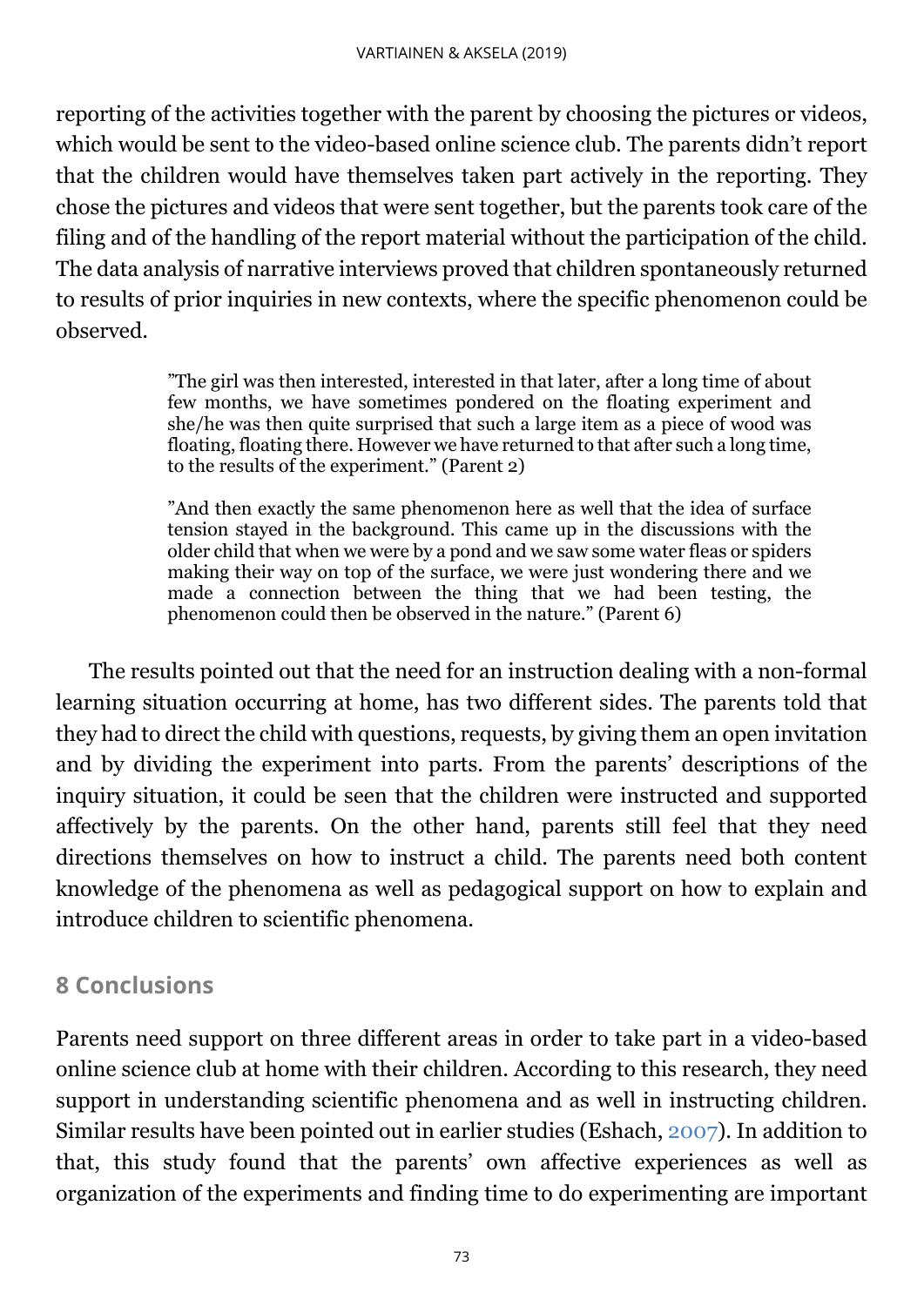reporting of the activities together with the parent by choosing the pictures or videos, which would be sent to the video-based online science club. The parents didn't report that the children would have themselves taken part actively in the reporting. They chose the pictures and videos that were sent together, but the parents took care of the filing and of the handling of the report material without the participation of the child. The data analysis of narrative interviews proved that children spontaneously returned to results of prior inquiries in new contexts, where the specific phenomenon could be observed.

> "The girl was then interested, interested in that later, after a long time of about few months, we have sometimes pondered on the floating experiment and she/he was then quite surprised that such a large item as a piece of wood was floating, floating there. However we have returned to that after such a long time, to the results of the experiment." (Parent 2)

> "And then exactly the same phenomenon here as well that the idea of surface tension stayed in the background. This came up in the discussions with the older child that when we were by a pond and we saw some water fleas or spiders making their way on top of the surface, we were just wondering there and we made a connection between the thing that we had been testing, the phenomenon could then be observed in the nature." (Parent 6)

The results pointed out that the need for an instruction dealing with a non-formal learning situation occurring at home, has two different sides. The parents told that they had to direct the child with questions, requests, by giving them an open invitation and by dividing the experiment into parts. From the parents' descriptions of the inquiry situation, it could be seen that the children were instructed and supported affectively by the parents. On the other hand, parents still feel that they need directions themselves on how to instruct a child. The parents need both content knowledge of the phenomena as well as pedagogical support on how to explain and introduce children to scientific phenomena.

## 8 Conclusions

Parents need support on three different areas in order to take part in a video-based online science club at home with their children. According to this research, they need support in understanding scientific phenomena and as well in instructing children. Similar results have been pointed out in earlier studies (Eshach, 2007). In addition to that, this study found that the parents' own affective experiences as well as organization of the experiments and finding time to do experimenting are important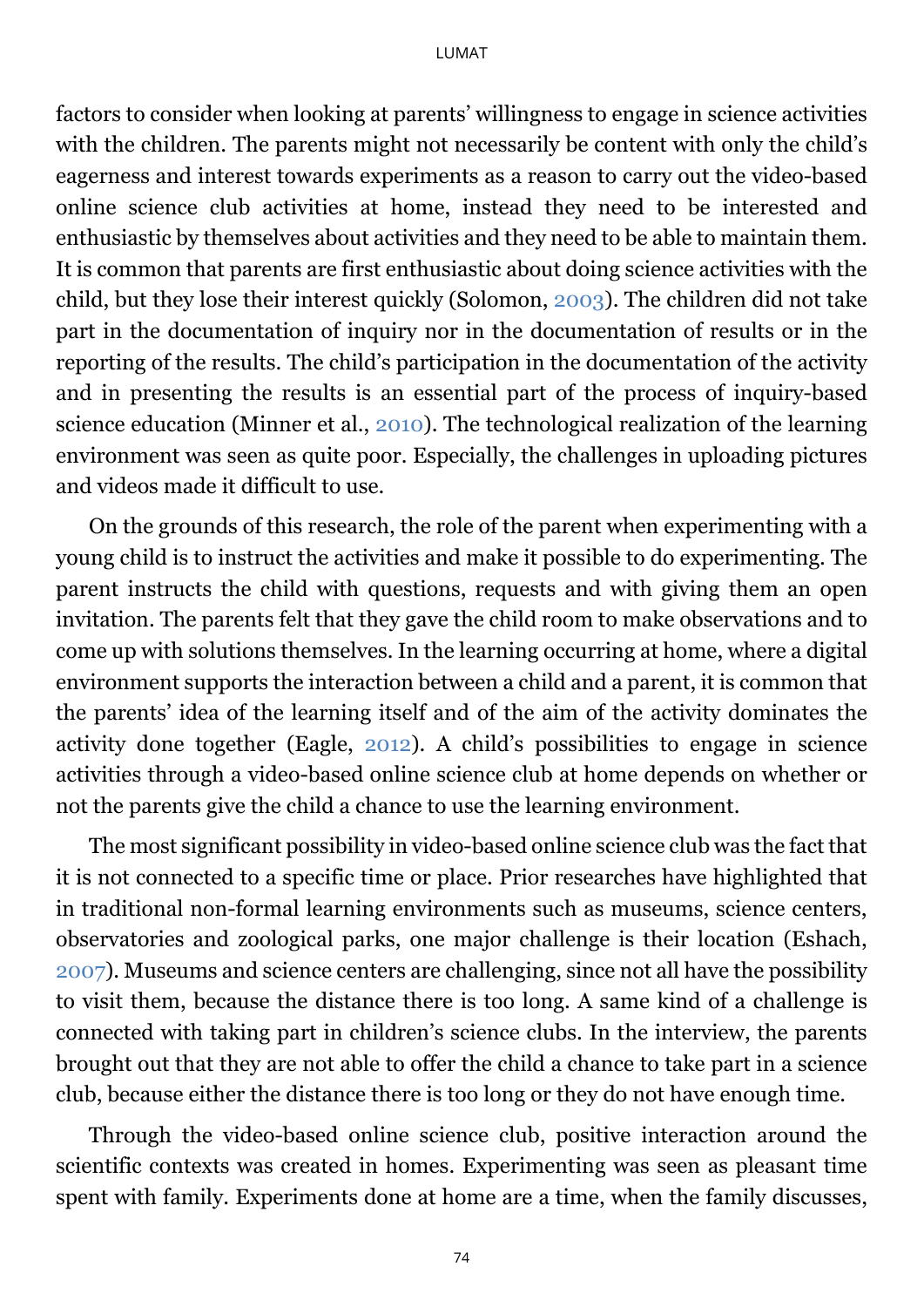factors to consider when looking at parents' willingness to engage in science activities with the children. The parents might not necessarily be content with only the child's eagerness and interest towards experiments as a reason to carry out the video-based online science club activities at home, instead they need to be interested and enthusiastic by themselves about activities and they need to be able to maintain them. It is common that parents are first enthusiastic about doing science activities with the child, but they lose their interest quickly (Solomon, 2003). The children did not take part in the documentation of inquiry nor in the documentation of results or in the reporting of the results. The child's participation in the documentation of the activity and in presenting the results is an essential part of the process of inquiry-based science education (Minner et al., 2010). The technological realization of the learning environment was seen as quite poor. Especially, the challenges in uploading pictures and videos made it difficult to use.

On the grounds of this research, the role of the parent when experimenting with a young child is to instruct the activities and make it possible to do experimenting. The parent instructs the child with questions, requests and with giving them an open invitation. The parents felt that they gave the child room to make observations and to come up with solutions themselves. In the learning occurring at home, where a digital environment supports the interaction between a child and a parent, it is common that the parents' idea of the learning itself and of the aim of the activity dominates the activity done together (Eagle, 2012). A child's possibilities to engage in science activities through a video-based online science club at home depends on whether or not the parents give the child a chance to use the learning environment.

The most significant possibility in video-based online science club was the fact that it is not connected to a specific time or place. Prior researches have highlighted that in traditional non-formal learning environments such as museums, science centers, observatories and zoological parks, one major challenge is their location (Eshach, 2007). Museums and science centers are challenging, since not all have the possibility to visit them, because the distance there is too long. A same kind of a challenge is connected with taking part in children's science clubs. In the interview, the parents brought out that they are not able to offer the child a chance to take part in a science club, because either the distance there is too long or they do not have enough time.

Through the video-based online science club, positive interaction around the scientific contexts was created in homes. Experimenting was seen as pleasant time spent with family. Experiments done at home are a time, when the family discusses,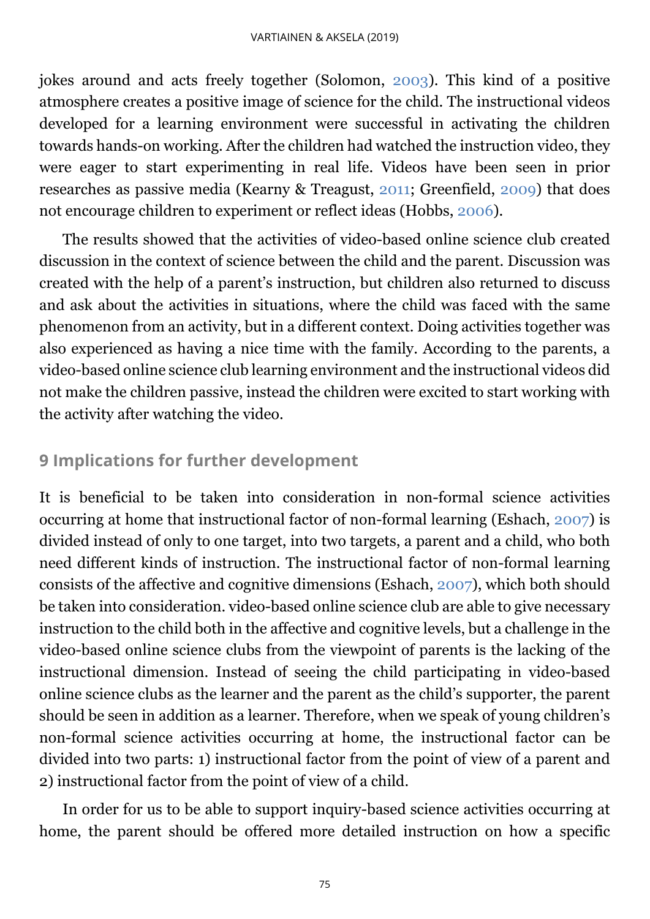jokes around and acts freely together (Solomon, 2003). This kind of a positive atmosphere creates a positive image of science for the child. The instructional videos developed for a learning environment were successful in activating the children towards hands-on working. After the children had watched the instruction video, they were eager to start experimenting in real life. Videos have been seen in prior researches as passive media (Kearny & Treagust, 2011; Greenfield, 2009) that does not encourage children to experiment or reflect ideas (Hobbs, 2006).

The results showed that the activities of video-based online science club created discussion in the context of science between the child and the parent. Discussion was created with the help of a parent's instruction, but children also returned to discuss and ask about the activities in situations, where the child was faced with the same phenomenon from an activity, but in a different context. Doing activities together was also experienced as having a nice time with the family. According to the parents, a video-based online science club learning environment and the instructional videos did not make the children passive, instead the children were excited to start working with the activity after watching the video.

## 9 Implications for further development

It is beneficial to be taken into consideration in non-formal science activities occurring at home that instructional factor of non-formal learning (Eshach, 2007) is divided instead of only to one target, into two targets, a parent and a child, who both need different kinds of instruction. The instructional factor of non-formal learning consists of the affective and cognitive dimensions (Eshach, 2007), which both should be taken into consideration. video-based online science club are able to give necessary instruction to the child both in the affective and cognitive levels, but a challenge in the video-based online science clubs from the viewpoint of parents is the lacking of the instructional dimension. Instead of seeing the child participating in video-based online science clubs as the learner and the parent as the child's supporter, the parent should be seen in addition as a learner. Therefore, when we speak of young children's non-formal science activities occurring at home, the instructional factor can be divided into two parts: 1) instructional factor from the point of view of a parent and 2) instructional factor from the point of view of a child.

In order for us to be able to support inquiry-based science activities occurring at home, the parent should be offered more detailed instruction on how a specific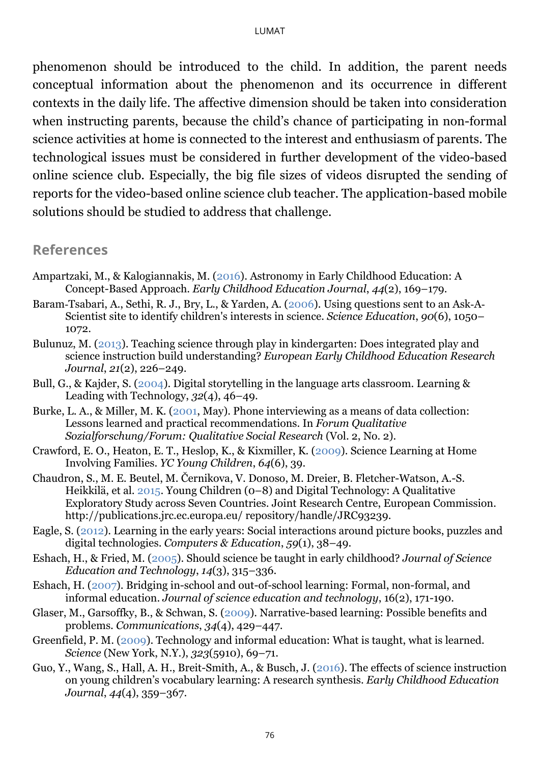phenomenon should be introduced to the child. In addition, the parent needs conceptual information about the phenomenon and its occurrence in different contexts in the daily life. The affective dimension should be taken into consideration when instructing parents, because the child's chance of participating in non-formal science activities at home is connected to the interest and enthusiasm of parents. The technological issues must be considered in further development of the video-based online science club. Especially, the big file sizes of videos disrupted the sending of reports for the video-based online science club teacher. The application-based mobile solutions should be studied to address that challenge.

## References

Ampartzaki, M., & Kalogiannakis, M. (2016). Astronomy in Early Childhood Education: A Concept-Based Approach. *Early Childhood Education Journal*, *44*(2), 169–179.

Baram-Tsabari, A., Sethi, R. J., Bry, L., & Yarden, A. (2006). Using questions sent to an Ask-A-Scientist site to identify children's interests in science. *Science Education*, *90*(6), 1050–1072.

Bulunuz, M. (2013). Teaching science through play in kindergarten: Does integrated play and science instruction build understanding? *European Early Childhood Education Research Journal*, *21*(2), 226–249.

Bull, G., & Kajder, S. (2004). Digital storytelling in the language arts classroom. Learning & Leading with Technology, *32*(4), 46–49.

Burke, L. A., & Miller, M. K. (2001, May). Phone interviewing as a means of data collection: Lessons learned and practical recommendations. In *Forum Qualitative Sozialforschung/Forum: Qualitative Social Research* (Vol. 2, No. 2).

Crawford, E. O., Heaton, E. T., Heslop, K., & Kixmiller, K. (2009). Science Learning at Home Involving Families. *YC Young Children*, *64*(6), 39.

Chaudron, S., M. E. Beutel, M. Černikova, V. Donoso, M. Dreier, B. Fletcher-Watson, A.-S. Heikkilä, et al. 2015. Young Children (0–8) and Digital Technology: A Qualitative Exploratory Study across Seven Countries. Joint Research Centre, European Commission. http://publications.jrc.ec.europa.eu/ repository/handle/JRC93239.

Eagle, S. (2012). Learning in the early years: Social interactions around picture books, puzzles and digital technologies. *Computers & Education*, *59*(1), 38–49.

Eshach, H., & Fried, M. (2005). Should science be taught in early childhood? *Journal of Science Education and Technology*, *14*(3), 315–336.

Eshach, H. (2007). Bridging in-school and out-of-school learning: Formal, non-formal, and informal education. *Journal of science education and technology*, 16(2), 171-190.

Glaser, M., Garsoffky, B., & Schwan, S. (2009). Narrative-based learning: Possible benefits and problems. *Communications*, *34*(4), 429–447.

Greenfield, P. M. (2009). Technology and informal education: What is taught, what is learned. *Science* (New York, N.Y.), *323*(5910), 69–71.

Guo, Y., Wang, S., Hall, A. H., Breit-Smith, A., & Busch, J. (2016). The effects of science instruction on young children's vocabulary learning: A research synthesis. *Early Childhood Education Journal*, *44*(4), 359–367.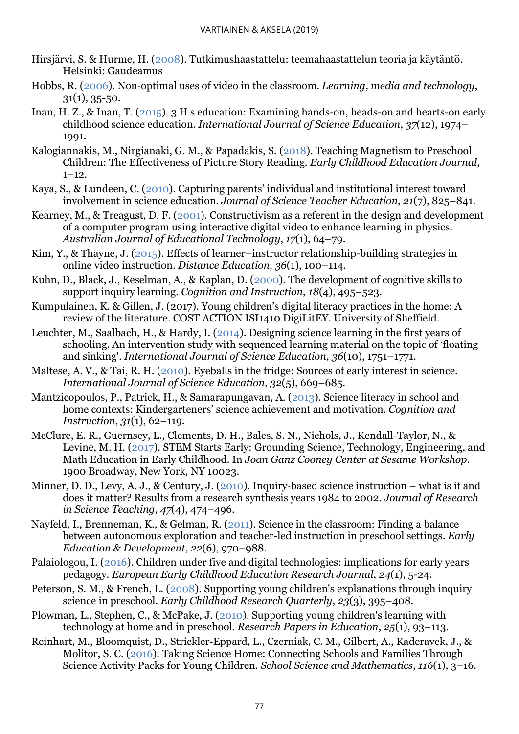Hirsjärvi, S. & Hurme, H. (2008). Tutkimushaastattelu: teemahaastattelun teoria ja käytäntö. Helsinki: Gaudeamus

Hobbs, R. (2006). Non-optimal uses of video in the classroom. *Learning, media and technology*, 31(1), 35-50.

Inan, H. Z., & Inan, T. (2015). 3 H s education: Examining hands-on, heads-on and hearts-on early childhood science education. *International Journal of Science Education*, *37*(12), 1974–1991.

Kalogiannakis, M., Nirgianaki, G. M., & Papadakis, S. (2018). Teaching Magnetism to Preschool Children: The Effectiveness of Picture Story Reading. *Early Childhood Education Journal*, 1–12.

Kaya, S., & Lundeen, C. (2010). Capturing parents' individual and institutional interest toward involvement in science education. *Journal of Science Teacher Education*, *21*(7), 825–841.

Kearney, M., & Treagust, D. F. (2001). Constructivism as a referent in the design and development of a computer program using interactive digital video to enhance learning in physics. *Australian Journal of Educational Technology*, *17*(1), 64–79.

Kim, Y., & Thayne, J. (2015). Effects of learner–instructor relationship-building strategies in online video instruction. *Distance Education*, *36*(1), 100–114.

Kuhn, D., Black, J., Keselman, A., & Kaplan, D. (2000). The development of cognitive skills to support inquiry learning. *Cognition and Instruction*, *18*(4), 495–523.

Kumpulainen, K. & Gillen, J. (2017). Young children's digital literacy practices in the home: A review of the literature. COST ACTION ISI1410 DigiLitEY. University of Sheffield.

Leuchter, M., Saalbach, H., & Hardy, I. (2014). Designing science learning in the first years of schooling. An intervention study with sequenced learning material on the topic of 'floating and sinking'. *International Journal of Science Education*, *36*(10), 1751–1771.

Maltese, A. V., & Tai, R. H. (2010). Eyeballs in the fridge: Sources of early interest in science. *International Journal of Science Education*, *32*(5), 669–685.

Mantzicopoulos, P., Patrick, H., & Samarapungavan, A. (2013). Science literacy in school and home contexts: Kindergarteners' science achievement and motivation. *Cognition and Instruction*, *31*(1), 62–119.

McClure, E. R., Guernsey, L., Clements, D. H., Bales, S. N., Nichols, J., Kendall-Taylor, N., & Levine, M. H. (2017). STEM Starts Early: Grounding Science, Technology, Engineering, and Math Education in Early Childhood. In *Joan Ganz Cooney Center at Sesame Workshop*. 1900 Broadway, New York, NY 10023.

Minner, D. D., Levy, A. J., & Century, J. (2010). Inquiry-based science instruction – what is it and does it matter? Results from a research synthesis years 1984 to 2002. *Journal of Research in Science Teaching*, *47*(4), 474–496.

Nayfeld, I., Brenneman, K., & Gelman, R. (2011). Science in the classroom: Finding a balance between autonomous exploration and teacher-led instruction in preschool settings. *Early Education & Development*, *22*(6), 970–988.

Palaiologou, I. (2016). Children under five and digital technologies: implications for early years pedagogy. *European Early Childhood Education Research Journal*, *24*(1), 5-24.

Peterson, S. M., & French, L. (2008). Supporting young children's explanations through inquiry science in preschool. *Early Childhood Research Quarterly*, *23*(3), 395–408.

Plowman, L., Stephen, C., & McPake, J. (2010). Supporting young children's learning with technology at home and in preschool. *Research Papers in Education*, *25*(1), 93–113.

Reinhart, M., Bloomquist, D., Strickler-Eppard, L., Czerniak, C. M., Gilbert, A., Kaderavek, J., & Molitor, S. C. (2016). Taking Science Home: Connecting Schools and Families Through Science Activity Packs for Young Children. *School Science and Mathematics*, *116*(1), 3–16.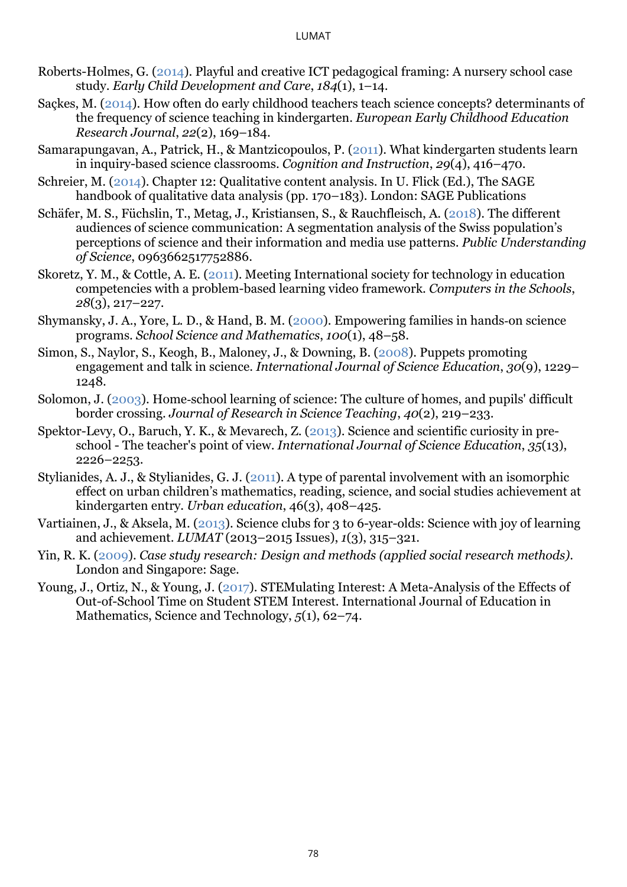Roberts-Holmes, G. (2014). Playful and creative ICT pedagogical framing: A nursery school case study. *Early Child Development and Care*, *184*(1), 1–14.

Saçkes, M. (2014). How often do early childhood teachers teach science concepts? determinants of the frequency of science teaching in kindergarten. *European Early Childhood Education Research Journal*, *22*(2), 169–184.

Samarapungavan, A., Patrick, H., & Mantzicopoulos, P. (2011). What kindergarten students learn in inquiry-based science classrooms. *Cognition and Instruction*, *29*(4), 416–470.

Schreier, M. (2014). Chapter 12: Qualitative content analysis. In U. Flick (Ed.), The SAGE handbook of qualitative data analysis (pp. 170–183). London: SAGE Publications

Schäfer, M. S., Füchslin, T., Metag, J., Kristiansen, S., & Rauchfleisch, A. (2018). The different audiences of science communication: A segmentation analysis of the Swiss population's perceptions of science and their information and media use patterns. *Public Understanding of Science*, 0963662517752886.

Skoretz, Y. M., & Cottle, A. E. (2011). Meeting International society for technology in education competencies with a problem-based learning video framework. *Computers in the Schools*, *28*(3), 217–227.

Shymansky, J. A., Yore, L. D., & Hand, B. M. (2000). Empowering families in hands-on science programs. *School Science and Mathematics*, *100*(1), 48–58.

Simon, S., Naylor, S., Keogh, B., Maloney, J., & Downing, B. (2008). Puppets promoting engagement and talk in science. *International Journal of Science Education*, *30*(9), 1229–1248.

Solomon, J. (2003). Home-school learning of science: The culture of homes, and pupils' difficult border crossing. *Journal of Research in Science Teaching*, *40*(2), 219–233.

Spektor-Levy, O., Baruch, Y. K., & Mevarech, Z. (2013). Science and scientific curiosity in pre-school - The teacher's point of view. *International Journal of Science Education*, *35*(13), 2226–2253.

Stylianides, A. J., & Stylianides, G. J. (2011). A type of parental involvement with an isomorphic effect on urban children's mathematics, reading, science, and social studies achievement at kindergarten entry. *Urban education*, 46(3), 408–425.

Vartiainen, J., & Aksela, M. (2013). Science clubs for 3 to 6-year-olds: Science with joy of learning and achievement. *LUMAT* (2013–2015 Issues), *1*(3), 315–321.

Yin, R. K. (2009). *Case study research: Design and methods (applied social research methods)*. London and Singapore: Sage.

Young, J., Ortiz, N., & Young, J. (2017). STEMulating Interest: A Meta-Analysis of the Effects of Out-of-School Time on Student STEM Interest. International Journal of Education in Mathematics, Science and Technology, *5*(1), 62–74.